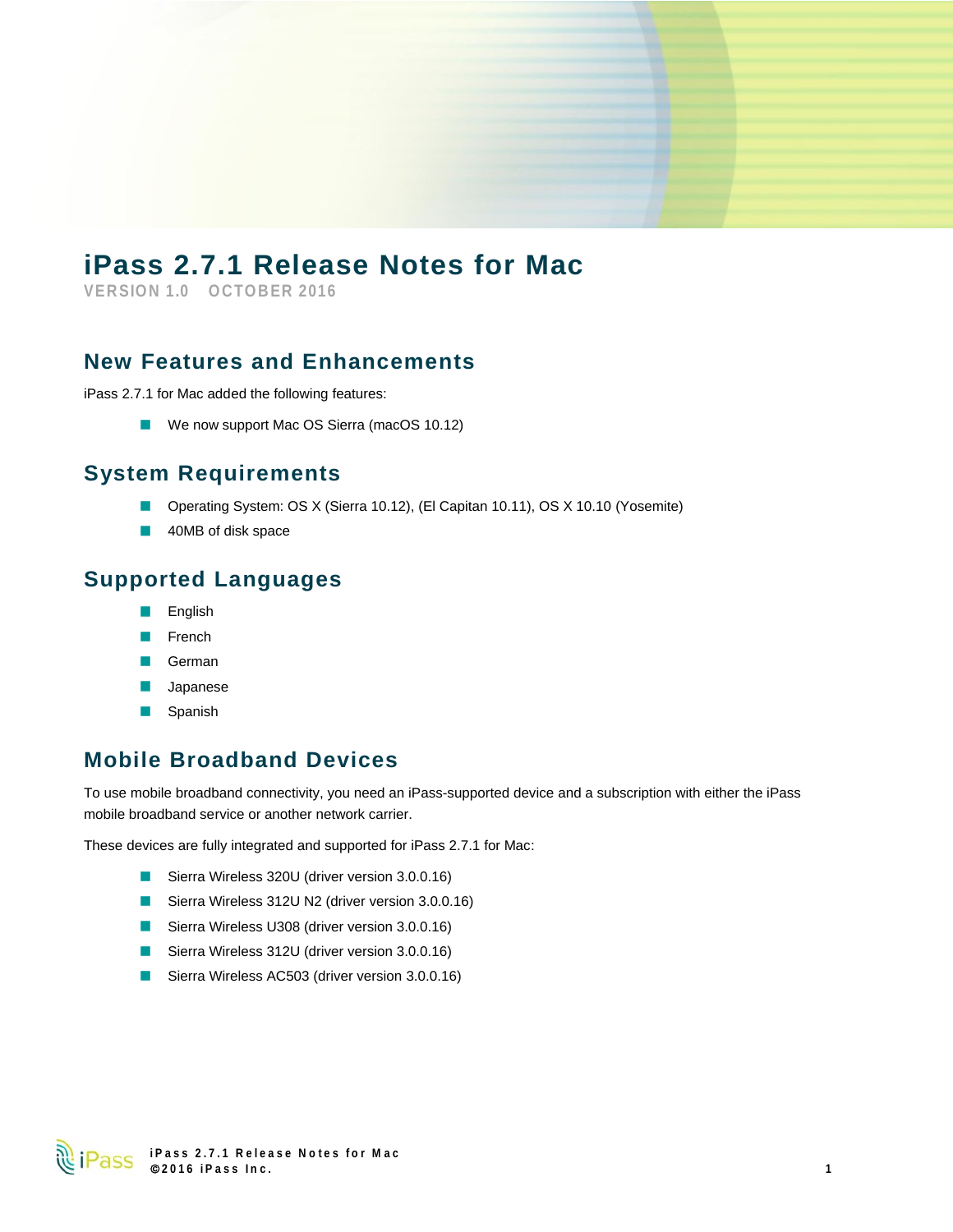# iPass 2.7.1 Release Notes for Mac

VERSION 1.0    OCTOBER 2016

## New Features and Enhancements

iPass 2.7.1 for Mac added the following features:

- We now support Mac OS Sierra (macOS 10.12)

## System Requirements

- Operating System: OS X (Sierra 10.12), (El Capitan 10.11), OS X 10.10 (Yosemite)
- 40MB of disk space

## Supported Languages

- English
- French
- German
- Japanese
- Spanish

## Mobile Broadband Devices

To use mobile broadband connectivity, you need an iPass-supported device and a subscription with either the iPass mobile broadband service or another network carrier.

These devices are fully integrated and supported for iPass 2.7.1 for Mac:

- Sierra Wireless 320U (driver version 3.0.0.16)
- Sierra Wireless 312U N2 (driver version 3.0.0.16)
- Sierra Wireless U308 (driver version 3.0.0.16)
- Sierra Wireless 312U (driver version 3.0.0.16)
- Sierra Wireless AC503 (driver version 3.0.0.16)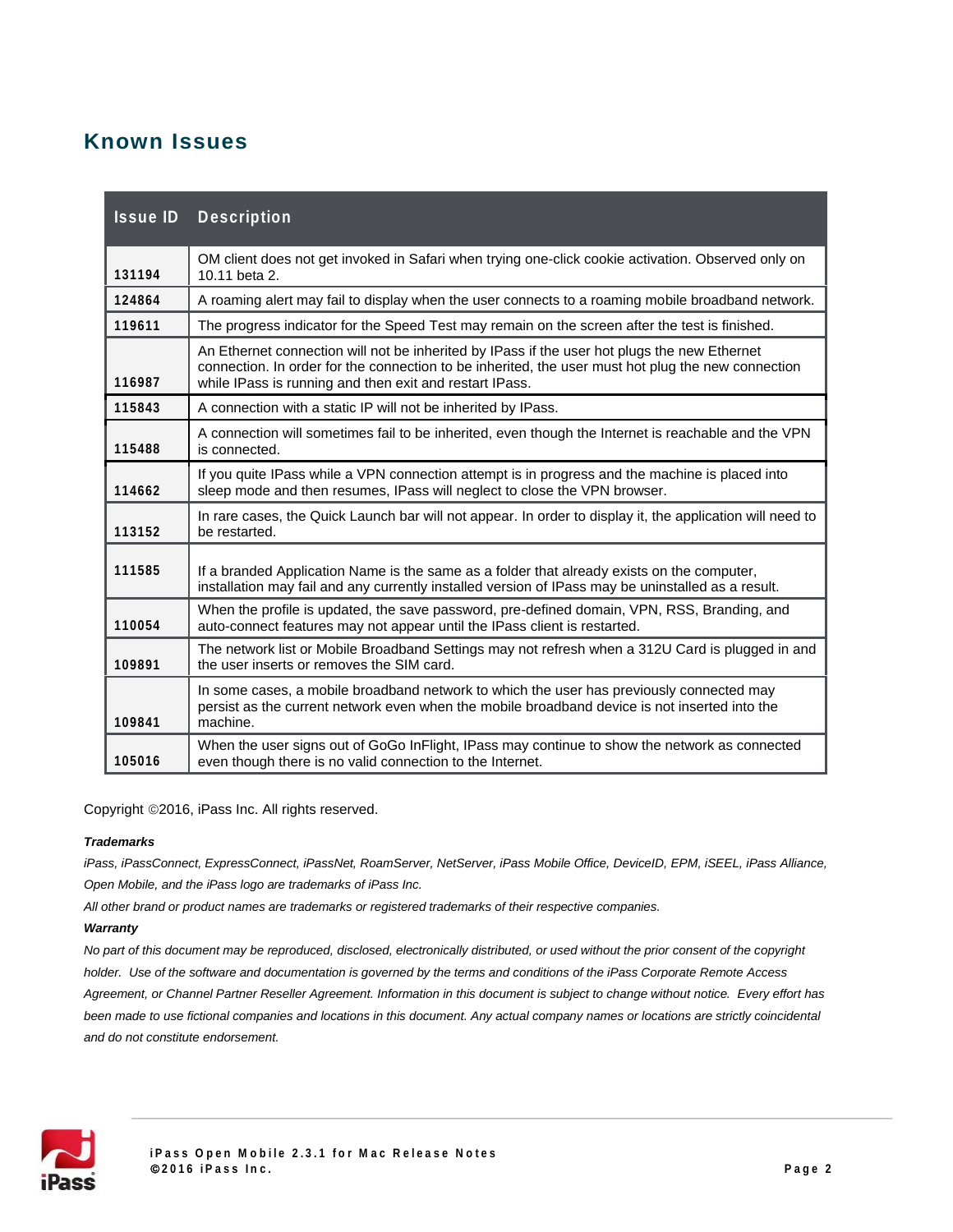## Known Issues

| Issue ID | Description |
|---|---|
| 131194 | OM client does not get invoked in Safari when trying one-click cookie activation. Observed only on 10.11 beta 2. |
| 124864 | A roaming alert may fail to display when the user connects to a roaming mobile broadband network. |
| 119611 | The progress indicator for the Speed Test may remain on the screen after the test is finished. |
| 116987 | An Ethernet connection will not be inherited by IPass if the user hot plugs the new Ethernet connection. In order for the connection to be inherited, the user must hot plug the new connection while IPass is running and then exit and restart IPass. |
| 115843 | A connection with a static IP will not be inherited by IPass. |
| 115488 | A connection will sometimes fail to be inherited, even though the Internet is reachable and the VPN is connected. |
| 114662 | If you quite IPass while a VPN connection attempt is in progress and the machine is placed into sleep mode and then resumes, IPass will neglect to close the VPN browser. |
| 113152 | In rare cases, the Quick Launch bar will not appear. In order to display it, the application will need to be restarted. |
| 111585 | If a branded Application Name is the same as a folder that already exists on the computer, installation may fail and any currently installed version of IPass may be uninstalled as a result. |
| 110054 | When the profile is updated, the save password, pre-defined domain, VPN, RSS, Branding, and auto-connect features may not appear until the IPass client is restarted. |
| 109891 | The network list or Mobile Broadband Settings may not refresh when a 312U Card is plugged in and the user inserts or removes the SIM card. |
| 109841 | In some cases, a mobile broadband network to which the user has previously connected may persist as the current network even when the mobile broadband device is not inserted into the machine. |
| 105016 | When the user signs out of GoGo InFlight, IPass may continue to show the network as connected even though there is no valid connection to the Internet. |

Copyright ©2016, iPass Inc. All rights reserved.

***Trademarks***

*iPass, iPassConnect, ExpressConnect, iPassNet, RoamServer, NetServer, iPass Mobile Office, DeviceID, EPM, iSEEL, iPass Alliance, Open Mobile, and the iPass logo are trademarks of iPass Inc.*

*All other brand or product names are trademarks or registered trademarks of their respective companies.*

***Warranty***

*No part of this document may be reproduced, disclosed, electronically distributed, or used without the prior consent of the copyright holder. Use of the software and documentation is governed by the terms and conditions of the iPass Corporate Remote Access Agreement, or Channel Partner Reseller Agreement. Information in this document is subject to change without notice. Every effort has been made to use fictional companies and locations in this document. Any actual company names or locations are strictly coincidental and do not constitute endorsement.*